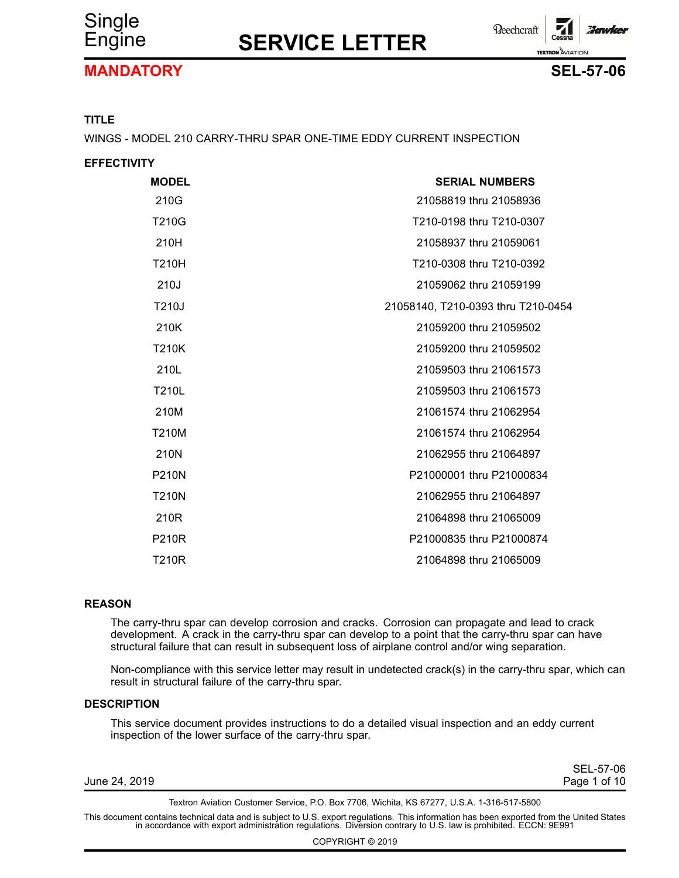# SERVICE LETTER

Single Engine

**MANDATORY** — **SEL-57-06**

## TITLE

WINGS - MODEL 210 CARRY-THRU SPAR ONE-TIME EDDY CURRENT INSPECTION

## EFFECTIVITY

| MODEL | SERIAL NUMBERS |
|---|---|
| 210G | 21058819 thru 21058936 |
| T210G | T210-0198 thru T210-0307 |
| 210H | 21058937 thru 21059061 |
| T210H | T210-0308 thru T210-0392 |
| 210J | 21059062 thru 21059199 |
| T210J | 21058140, T210-0393 thru T210-0454 |
| 210K | 21059200 thru 21059502 |
| T210K | 21059200 thru 21059502 |
| 210L | 21059503 thru 21061573 |
| T210L | 21059503 thru 21061573 |
| 210M | 21061574 thru 21062954 |
| T210M | 21061574 thru 21062954 |
| 210N | 21062955 thru 21064897 |
| P210N | P21000001 thru P21000834 |
| T210N | 21062955 thru 21064897 |
| 210R | 21064898 thru 21065009 |
| P210R | P21000835 thru P21000874 |
| T210R | 21064898 thru 21065009 |

## REASON

The carry-thru spar can develop corrosion and cracks. Corrosion can propagate and lead to crack development. A crack in the carry-thru spar can develop to a point that the carry-thru spar can have structural failure that can result in subsequent loss of airplane control and/or wing separation.

Non-compliance with this service letter may result in undetected crack(s) in the carry-thru spar, which can result in structural failure of the carry-thru spar.

## DESCRIPTION

This service document provides instructions to do a detailed visual inspection and an eddy current inspection of the lower surface of the carry-thru spar.

June 24, 2019

Textron Aviation Customer Service, P.O. Box 7706, Wichita, KS 67277, U.S.A. 1-316-517-5800

This document contains technical data and is subject to U.S. export regulations. This information has been exported from the United States in accordance with export administration regulations. Diversion contrary to U.S. law is prohibited. ECCN: 9E991

COPYRIGHT © 2019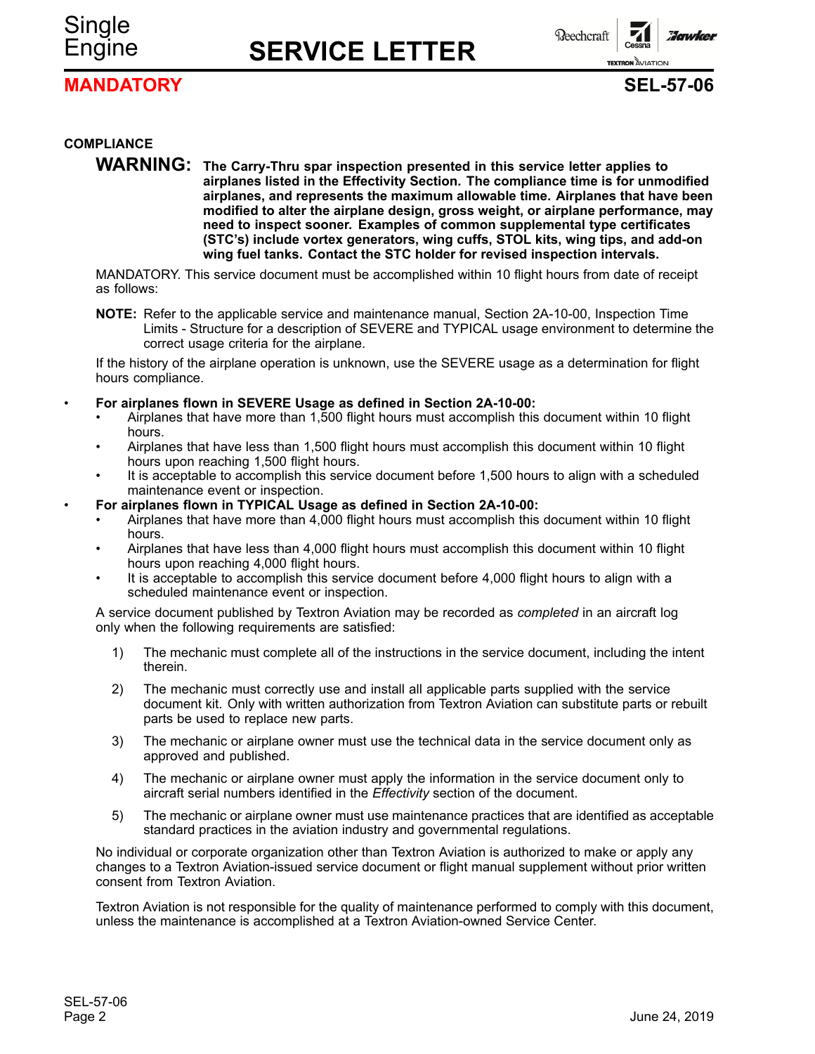**COMPLIANCE**

**WARNING: The Carry-Thru spar inspection presented in this service letter applies to airplanes listed in the Effectivity Section. The compliance time is for unmodified airplanes, and represents the maximum allowable time. Airplanes that have been modified to alter the airplane design, gross weight, or airplane performance, may need to inspect sooner. Examples of common supplemental type certificates (STC's) include vortex generators, wing cuffs, STOL kits, wing tips, and add-on wing fuel tanks. Contact the STC holder for revised inspection intervals.**

MANDATORY. This service document must be accomplished within 10 flight hours from date of receipt as follows:

**NOTE:** Refer to the applicable service and maintenance manual, Section 2A-10-00, Inspection Time Limits - Structure for a description of SEVERE and TYPICAL usage environment to determine the correct usage criteria for the airplane.

If the history of the airplane operation is unknown, use the SEVERE usage as a determination for flight hours compliance.

- **For airplanes flown in SEVERE Usage as defined in Section 2A-10-00:**
  - Airplanes that have more than 1,500 flight hours must accomplish this document within 10 flight hours.
  - Airplanes that have less than 1,500 flight hours must accomplish this document within 10 flight hours upon reaching 1,500 flight hours.
  - It is acceptable to accomplish this service document before 1,500 hours to align with a scheduled maintenance event or inspection.
- **For airplanes flown in TYPICAL Usage as defined in Section 2A-10-00:**
  - Airplanes that have more than 4,000 flight hours must accomplish this document within 10 flight hours.
  - Airplanes that have less than 4,000 flight hours must accomplish this document within 10 flight hours upon reaching 4,000 flight hours.
  - It is acceptable to accomplish this service document before 4,000 flight hours to align with a scheduled maintenance event or inspection.

A service document published by Textron Aviation may be recorded as *completed* in an aircraft log only when the following requirements are satisfied:

1) The mechanic must complete all of the instructions in the service document, including the intent therein.

2) The mechanic must correctly use and install all applicable parts supplied with the service document kit. Only with written authorization from Textron Aviation can substitute parts or rebuilt parts be used to replace new parts.

3) The mechanic or airplane owner must use the technical data in the service document only as approved and published.

4) The mechanic or airplane owner must apply the information in the service document only to aircraft serial numbers identified in the *Effectivity* section of the document.

5) The mechanic or airplane owner must use maintenance practices that are identified as acceptable standard practices in the aviation industry and governmental regulations.

No individual or corporate organization other than Textron Aviation is authorized to make or apply any changes to a Textron Aviation-issued service document or flight manual supplement without prior written consent from Textron Aviation.

Textron Aviation is not responsible for the quality of maintenance performed to comply with this document, unless the maintenance is accomplished at a Textron Aviation-owned Service Center.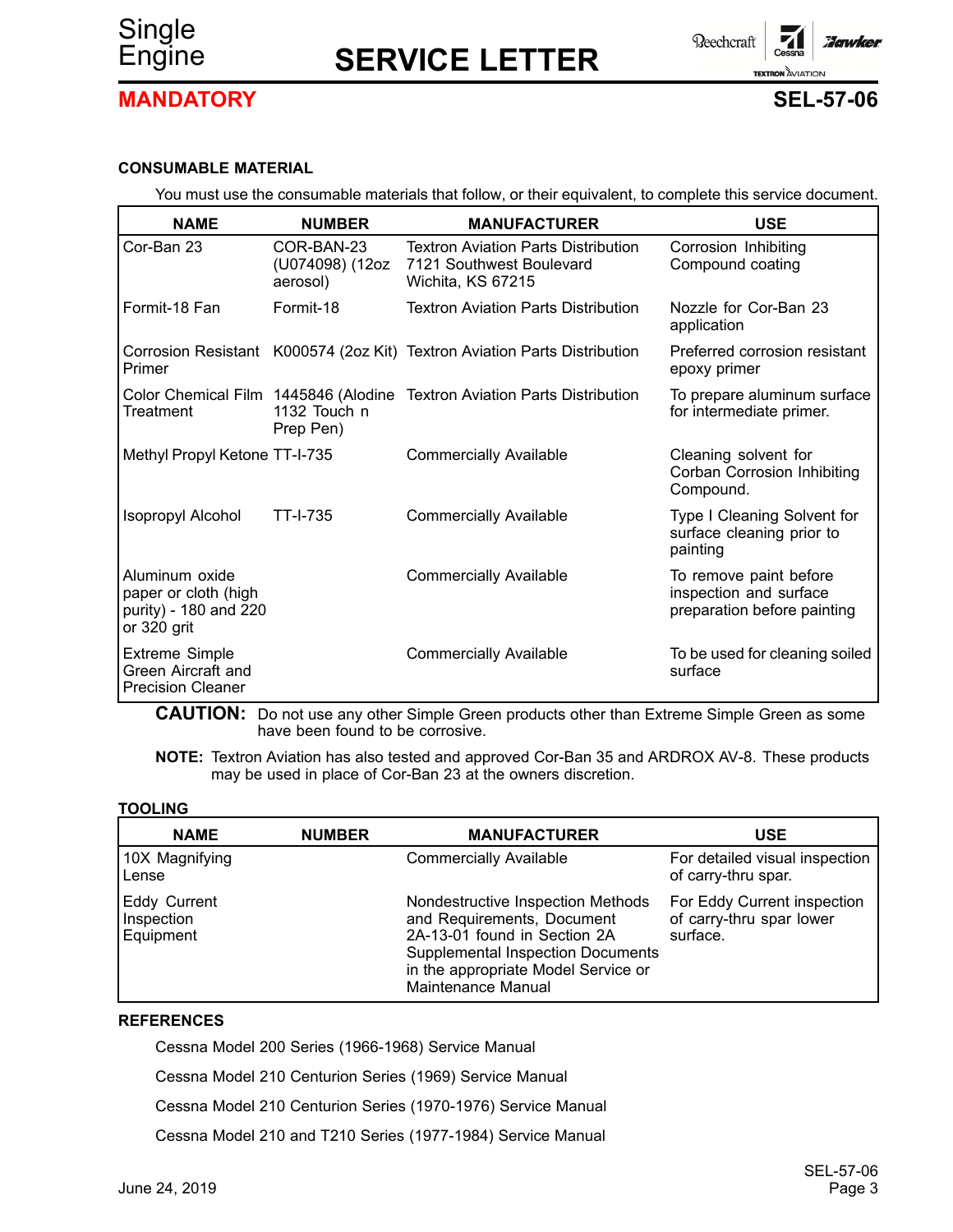#### CONSUMABLE MATERIAL

You must use the consumable materials that follow, or their equivalent, to complete this service document.

| NAME | NUMBER | MANUFACTURER | USE |
|---|---|---|---|
| Cor-Ban 23 | COR-BAN-23 (U074098) (12oz aerosol) | Textron Aviation Parts Distribution 7121 Southwest Boulevard Wichita, KS 67215 | Corrosion Inhibiting Compound coating |
| Formit-18 Fan | Formit-18 | Textron Aviation Parts Distribution | Nozzle for Cor-Ban 23 application |
| Corrosion Resistant Primer | K000574 (2oz Kit) | Textron Aviation Parts Distribution | Preferred corrosion resistant epoxy primer |
| Color Chemical Film Treatment | 1445846 (Alodine 1132 Touch n Prep Pen) | Textron Aviation Parts Distribution | To prepare aluminum surface for intermediate primer. |
| Methyl Propyl Ketone | TT-I-735 | Commercially Available | Cleaning solvent for Corban Corrosion Inhibiting Compound. |
| Isopropyl Alcohol | TT-I-735 | Commercially Available | Type I Cleaning Solvent for surface cleaning prior to painting |
| Aluminum oxide paper or cloth (high purity) - 180 and 220 or 320 grit | | Commercially Available | To remove paint before inspection and surface preparation before painting |
| Extreme Simple Green Aircraft and Precision Cleaner | | Commercially Available | To be used for cleaning soiled surface |

**CAUTION:** Do not use any other Simple Green products other than Extreme Simple Green as some have been found to be corrosive.

**NOTE:** Textron Aviation has also tested and approved Cor-Ban 35 and ARDROX AV-8. These products may be used in place of Cor-Ban 23 at the owners discretion.

#### TOOLING

| NAME | NUMBER | MANUFACTURER | USE |
|---|---|---|---|
| 10X Magnifying Lense | | Commercially Available | For detailed visual inspection of carry-thru spar. |
| Eddy Current Inspection Equipment | | Nondestructive Inspection Methods and Requirements, Document 2A-13-01 found in Section 2A Supplemental Inspection Documents in the appropriate Model Service or Maintenance Manual | For Eddy Current inspection of carry-thru spar lower surface. |

#### REFERENCES

Cessna Model 200 Series (1966-1968) Service Manual

Cessna Model 210 Centurion Series (1969) Service Manual

Cessna Model 210 Centurion Series (1970-1976) Service Manual

Cessna Model 210 and T210 Series (1977-1984) Service Manual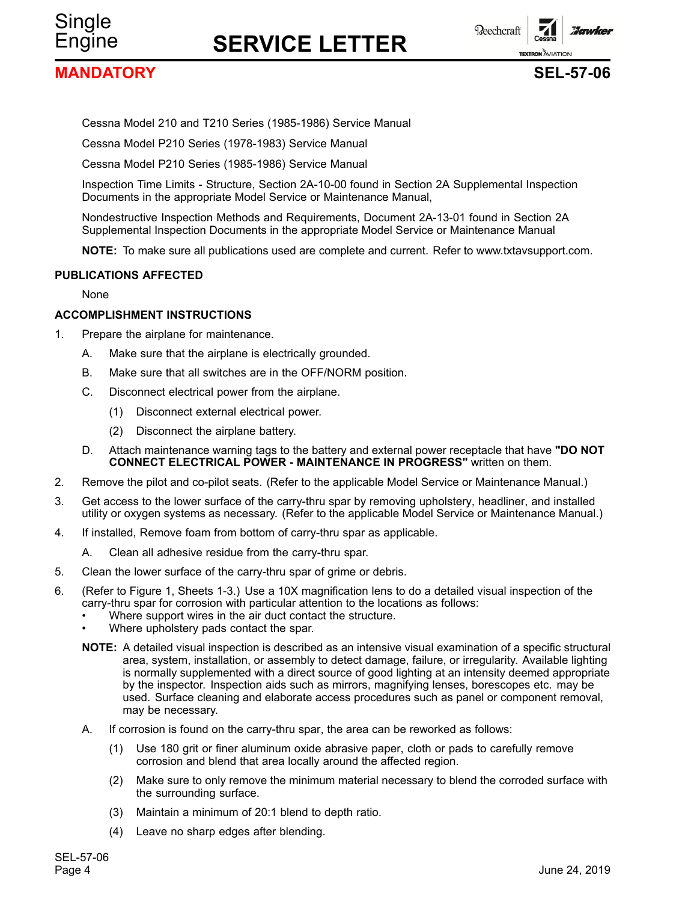Cessna Model 210 and T210 Series (1985-1986) Service Manual

Cessna Model P210 Series (1978-1983) Service Manual

Cessna Model P210 Series (1985-1986) Service Manual

Inspection Time Limits - Structure, Section 2A-10-00 found in Section 2A Supplemental Inspection Documents in the appropriate Model Service or Maintenance Manual,

Nondestructive Inspection Methods and Requirements, Document 2A-13-01 found in Section 2A Supplemental Inspection Documents in the appropriate Model Service or Maintenance Manual

**NOTE:** To make sure all publications used are complete and current. Refer to www.txtavsupport.com.

**PUBLICATIONS AFFECTED**

None

**ACCOMPLISHMENT INSTRUCTIONS**

1. Prepare the airplane for maintenance.
   - A. Make sure that the airplane is electrically grounded.
   - B. Make sure that all switches are in the OFF/NORM position.
   - C. Disconnect electrical power from the airplane.
     - (1) Disconnect external electrical power.
     - (2) Disconnect the airplane battery.
   - D. Attach maintenance warning tags to the battery and external power receptacle that have **"DO NOT CONNECT ELECTRICAL POWER - MAINTENANCE IN PROGRESS"** written on them.
2. Remove the pilot and co-pilot seats. (Refer to the applicable Model Service or Maintenance Manual.)
3. Get access to the lower surface of the carry-thru spar by removing upholstery, headliner, and installed utility or oxygen systems as necessary. (Refer to the applicable Model Service or Maintenance Manual.)
4. If installed, Remove foam from bottom of carry-thru spar as applicable.
   - A. Clean all adhesive residue from the carry-thru spar.
5. Clean the lower surface of the carry-thru spar of grime or debris.
6. (Refer to Figure 1, Sheets 1-3.) Use a 10X magnification lens to do a detailed visual inspection of the carry-thru spar for corrosion with particular attention to the locations as follows:
   - Where support wires in the air duct contact the structure.
   - Where upholstery pads contact the spar.

   **NOTE:** A detailed visual inspection is described as an intensive visual examination of a specific structural area, system, installation, or assembly to detect damage, failure, or irregularity. Available lighting is normally supplemented with a direct source of good lighting at an intensity deemed appropriate by the inspector. Inspection aids such as mirrors, magnifying lenses, borescopes etc. may be used. Surface cleaning and elaborate access procedures such as panel or component removal, may be necessary.

   - A. If corrosion is found on the carry-thru spar, the area can be reworked as follows:
     - (1) Use 180 grit or finer aluminum oxide abrasive paper, cloth or pads to carefully remove corrosion and blend that area locally around the affected region.
     - (2) Make sure to only remove the minimum material necessary to blend the corroded surface with the surrounding surface.
     - (3) Maintain a minimum of 20:1 blend to depth ratio.
     - (4) Leave no sharp edges after blending.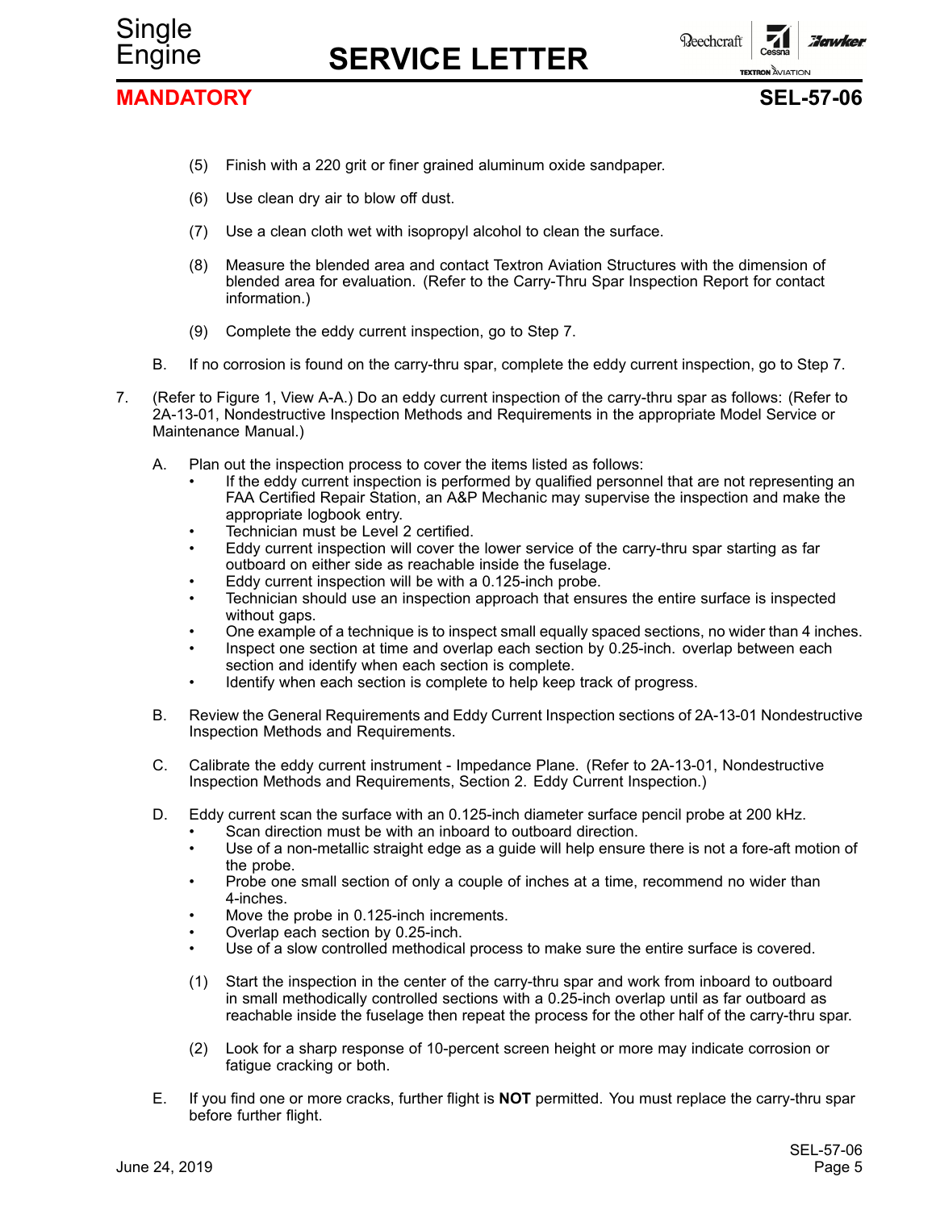(5) Finish with a 220 grit or finer grained aluminum oxide sandpaper.

(6) Use clean dry air to blow off dust.

(7) Use a clean cloth wet with isopropyl alcohol to clean the surface.

(8) Measure the blended area and contact Textron Aviation Structures with the dimension of blended area for evaluation. (Refer to the Carry-Thru Spar Inspection Report for contact information.)

(9) Complete the eddy current inspection, go to Step 7.

B. If no corrosion is found on the carry-thru spar, complete the eddy current inspection, go to Step 7.

7. (Refer to Figure 1, View A-A.) Do an eddy current inspection of the carry-thru spar as follows: (Refer to 2A-13-01, Nondestructive Inspection Methods and Requirements in the appropriate Model Service or Maintenance Manual.)

A. Plan out the inspection process to cover the items listed as follows:
- If the eddy current inspection is performed by qualified personnel that are not representing an FAA Certified Repair Station, an A&P Mechanic may supervise the inspection and make the appropriate logbook entry.
- Technician must be Level 2 certified.
- Eddy current inspection will cover the lower service of the carry-thru spar starting as far outboard on either side as reachable inside the fuselage.
- Eddy current inspection will be with a 0.125-inch probe.
- Technician should use an inspection approach that ensures the entire surface is inspected without gaps.
- One example of a technique is to inspect small equally spaced sections, no wider than 4 inches.
- Inspect one section at time and overlap each section by 0.25-inch. overlap between each section and identify when each section is complete.
- Identify when each section is complete to help keep track of progress.

B. Review the General Requirements and Eddy Current Inspection sections of 2A-13-01 Nondestructive Inspection Methods and Requirements.

C. Calibrate the eddy current instrument - Impedance Plane. (Refer to 2A-13-01, Nondestructive Inspection Methods and Requirements, Section 2. Eddy Current Inspection.)

D. Eddy current scan the surface with an 0.125-inch diameter surface pencil probe at 200 kHz.
- Scan direction must be with an inboard to outboard direction.
- Use of a non-metallic straight edge as a guide will help ensure there is not a fore-aft motion of the probe.
- Probe one small section of only a couple of inches at a time, recommend no wider than 4-inches.
- Move the probe in 0.125-inch increments.
- Overlap each section by 0.25-inch.
- Use of a slow controlled methodical process to make sure the entire surface is covered.

(1) Start the inspection in the center of the carry-thru spar and work from inboard to outboard in small methodically controlled sections with a 0.25-inch overlap until as far outboard as reachable inside the fuselage then repeat the process for the other half of the carry-thru spar.

(2) Look for a sharp response of 10-percent screen height or more may indicate corrosion or fatigue cracking or both.

E. If you find one or more cracks, further flight is **NOT** permitted. You must replace the carry-thru spar before further flight.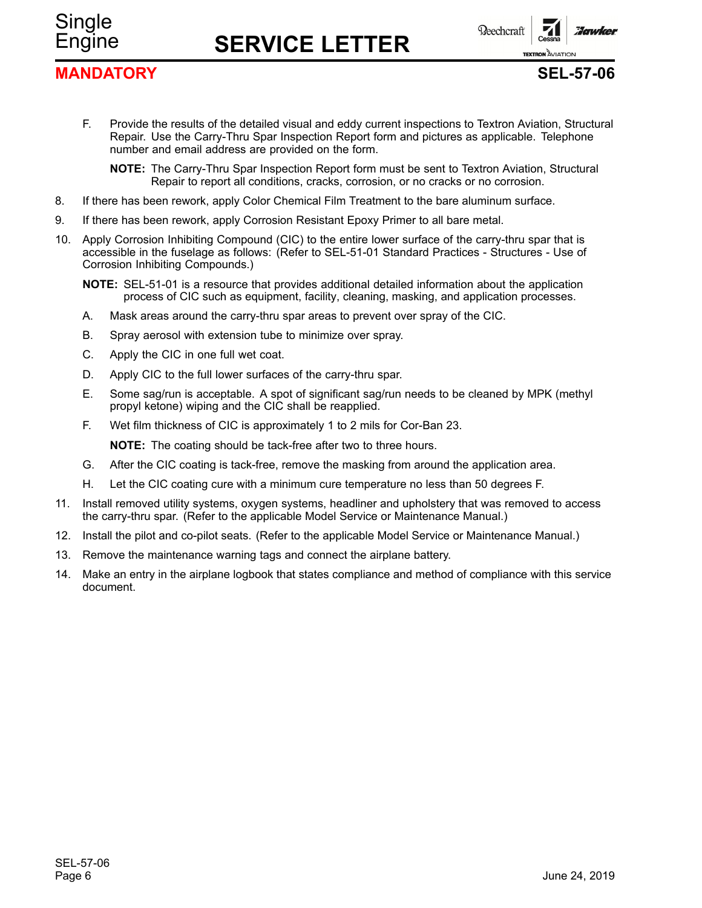F. Provide the results of the detailed visual and eddy current inspections to Textron Aviation, Structural Repair. Use the Carry-Thru Spar Inspection Report form and pictures as applicable. Telephone number and email address are provided on the form.

   **NOTE:** The Carry-Thru Spar Inspection Report form must be sent to Textron Aviation, Structural Repair to report all conditions, cracks, corrosion, or no cracks or no corrosion.

8. If there has been rework, apply Color Chemical Film Treatment to the bare aluminum surface.
9. If there has been rework, apply Corrosion Resistant Epoxy Primer to all bare metal.
10. Apply Corrosion Inhibiting Compound (CIC) to the entire lower surface of the carry-thru spar that is accessible in the fuselage as follows: (Refer to SEL-51-01 Standard Practices - Structures - Use of Corrosion Inhibiting Compounds.)

    **NOTE:** SEL-51-01 is a resource that provides additional detailed information about the application process of CIC such as equipment, facility, cleaning, masking, and application processes.

    A. Mask areas around the carry-thru spar areas to prevent over spray of the CIC.

    B. Spray aerosol with extension tube to minimize over spray.

    C. Apply the CIC in one full wet coat.

    D. Apply CIC to the full lower surfaces of the carry-thru spar.

    E. Some sag/run is acceptable. A spot of significant sag/run needs to be cleaned by MPK (methyl propyl ketone) wiping and the CIC shall be reapplied.

    F. Wet film thickness of CIC is approximately 1 to 2 mils for Cor-Ban 23.

       **NOTE:** The coating should be tack-free after two to three hours.

    G. After the CIC coating is tack-free, remove the masking from around the application area.

    H. Let the CIC coating cure with a minimum cure temperature no less than 50 degrees F.

11. Install removed utility systems, oxygen systems, headliner and upholstery that was removed to access the carry-thru spar. (Refer to the applicable Model Service or Maintenance Manual.)
12. Install the pilot and co-pilot seats. (Refer to the applicable Model Service or Maintenance Manual.)
13. Remove the maintenance warning tags and connect the airplane battery.
14. Make an entry in the airplane logbook that states compliance and method of compliance with this service document.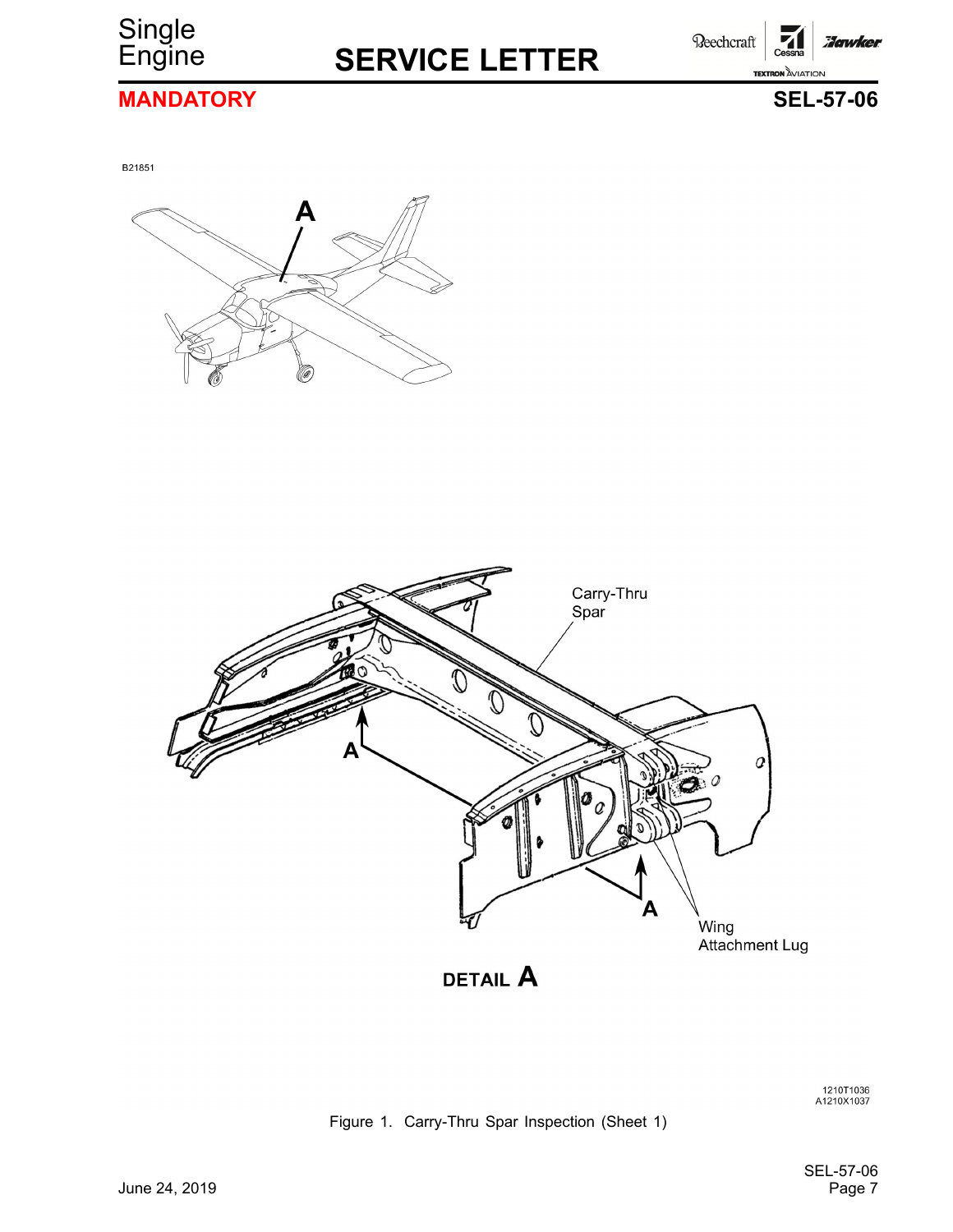Figure 1.  Carry-Thru Spar Inspection (Sheet 1)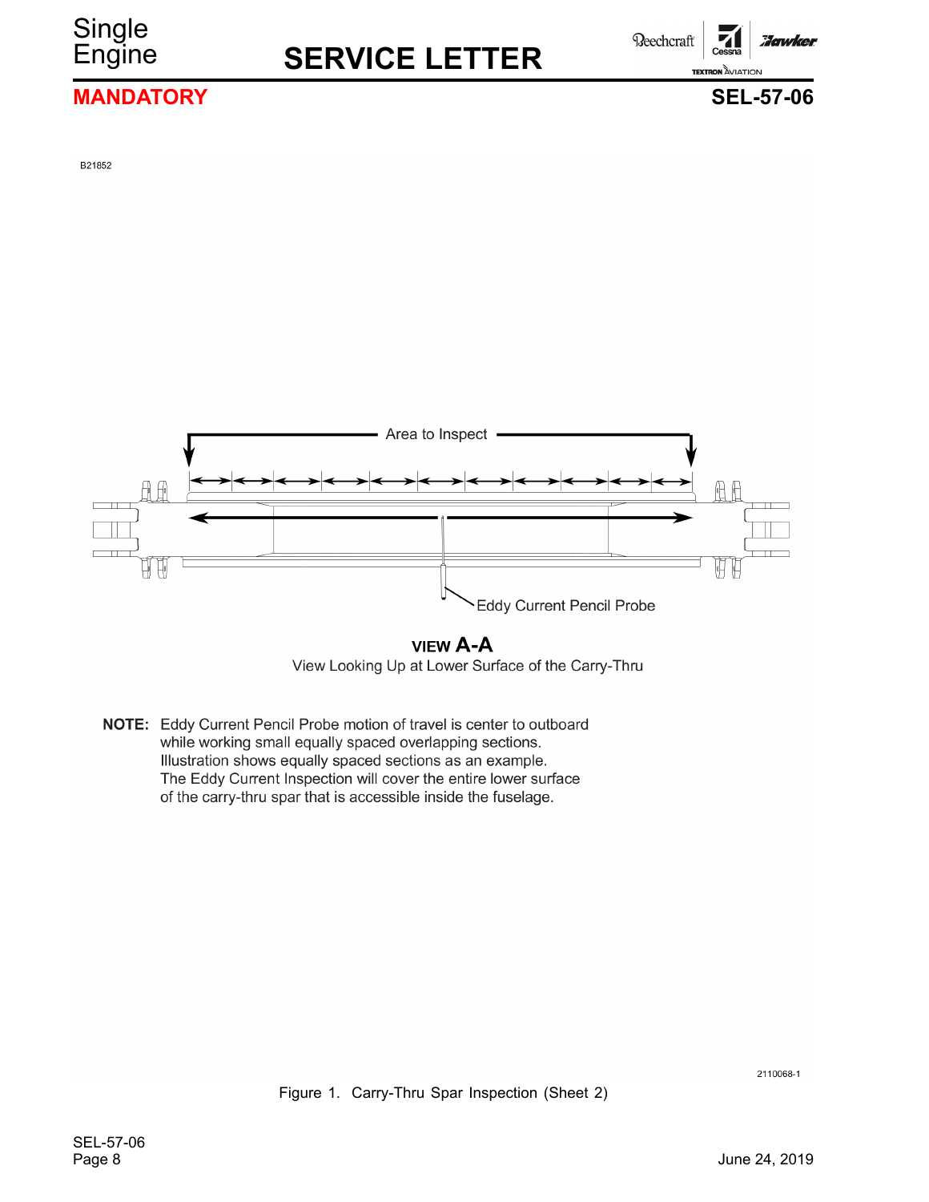B21852

Area to Inspect

Eddy Current Pencil Probe

**VIEW A-A**

View Looking Up at Lower Surface of the Carry-Thru

**NOTE:** Eddy Current Pencil Probe motion of travel is center to outboard while working small equally spaced overlapping sections. Illustration shows equally spaced sections as an example. The Eddy Current Inspection will cover the entire lower surface of the carry-thru spar that is accessible inside the fuselage.

2110068-1

Figure 1. Carry-Thru Spar Inspection (Sheet 2)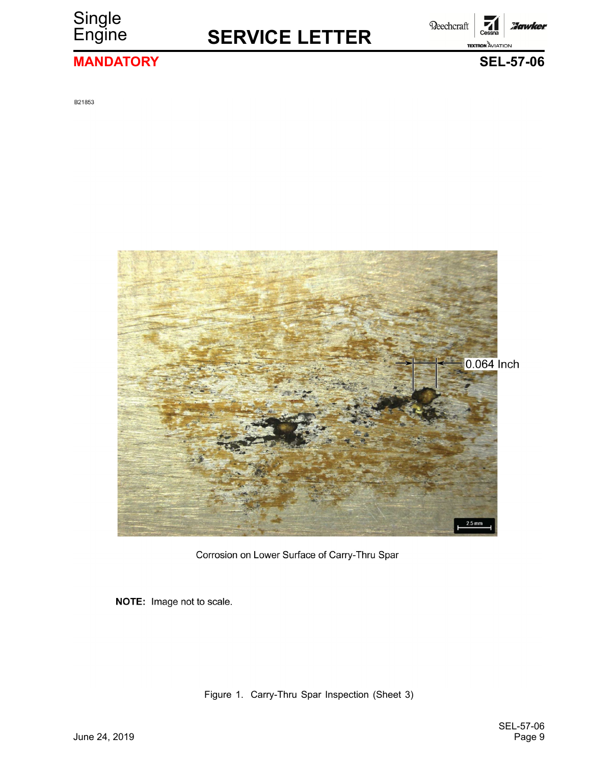B21853

0.064 Inch

2.5 mm

Corrosion on Lower Surface of Carry-Thru Spar

**NOTE:** Image not to scale.

Figure 1. Carry-Thru Spar Inspection (Sheet 3)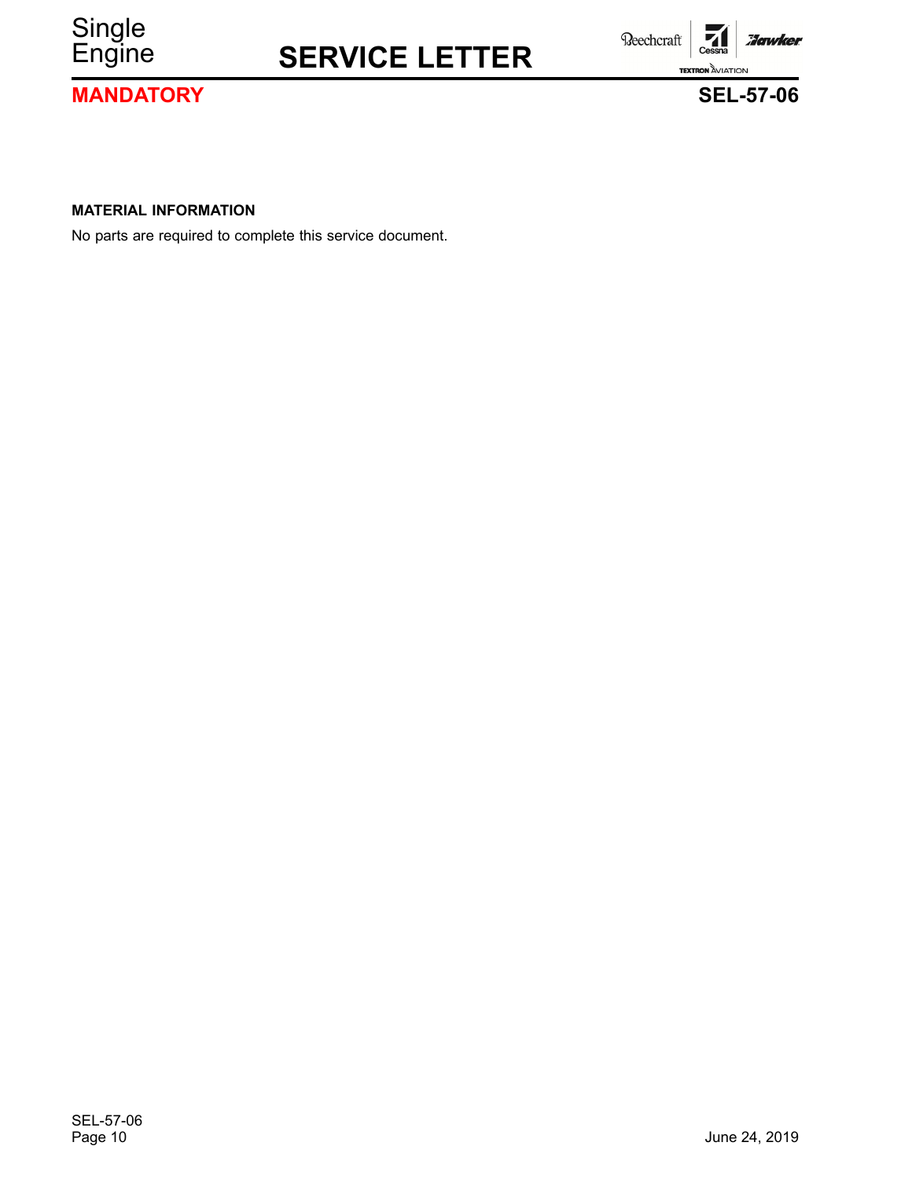#### MATERIAL INFORMATION

No parts are required to complete this service document.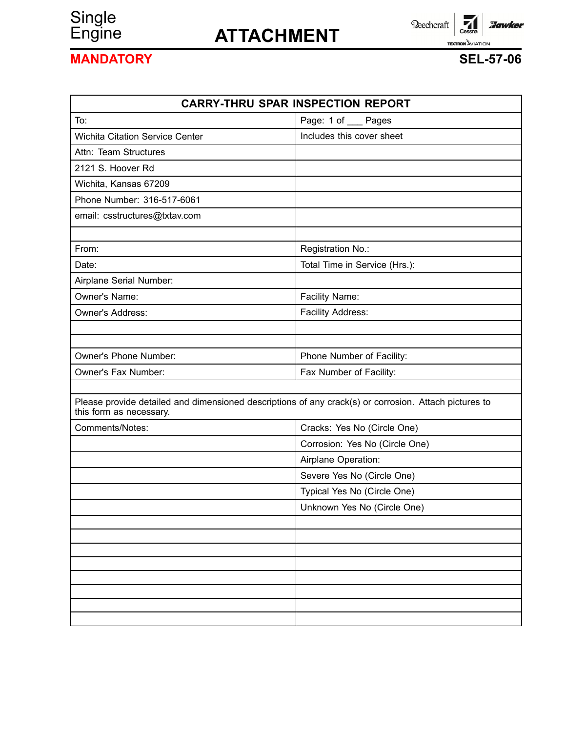Single Engine

# ATTACHMENT

**MANDATORY** **SEL-57-06**

| CARRY-THRU SPAR INSPECTION REPORT | |
|---|---|
| To: | Page: 1 of ___ Pages |
| Wichita Citation Service Center | Includes this cover sheet |
| Attn: Team Structures | |
| 2121 S. Hoover Rd | |
| Wichita, Kansas 67209 | |
| Phone Number: 316-517-6061 | |
| email: csstructures@txtav.com | |
| | |
| From: | Registration No.: |
| Date: | Total Time in Service (Hrs.): |
| Airplane Serial Number: | |
| Owner's Name: | Facility Name: |
| Owner's Address: | Facility Address: |
| | |
| | |
| Owner's Phone Number: | Phone Number of Facility: |
| Owner's Fax Number: | Fax Number of Facility: |
| | |
| Please provide detailed and dimensioned descriptions of any crack(s) or corrosion. Attach pictures to this form as necessary. | |
| Comments/Notes: | Cracks: Yes No (Circle One) |
| | Corrosion: Yes No (Circle One) |
| | Airplane Operation: |
| | Severe Yes No (Circle One) |
| | Typical Yes No (Circle One) |
| | Unknown Yes No (Circle One) |
| | |
| | |
| | |
| | |
| | |
| | |
| | |
| | |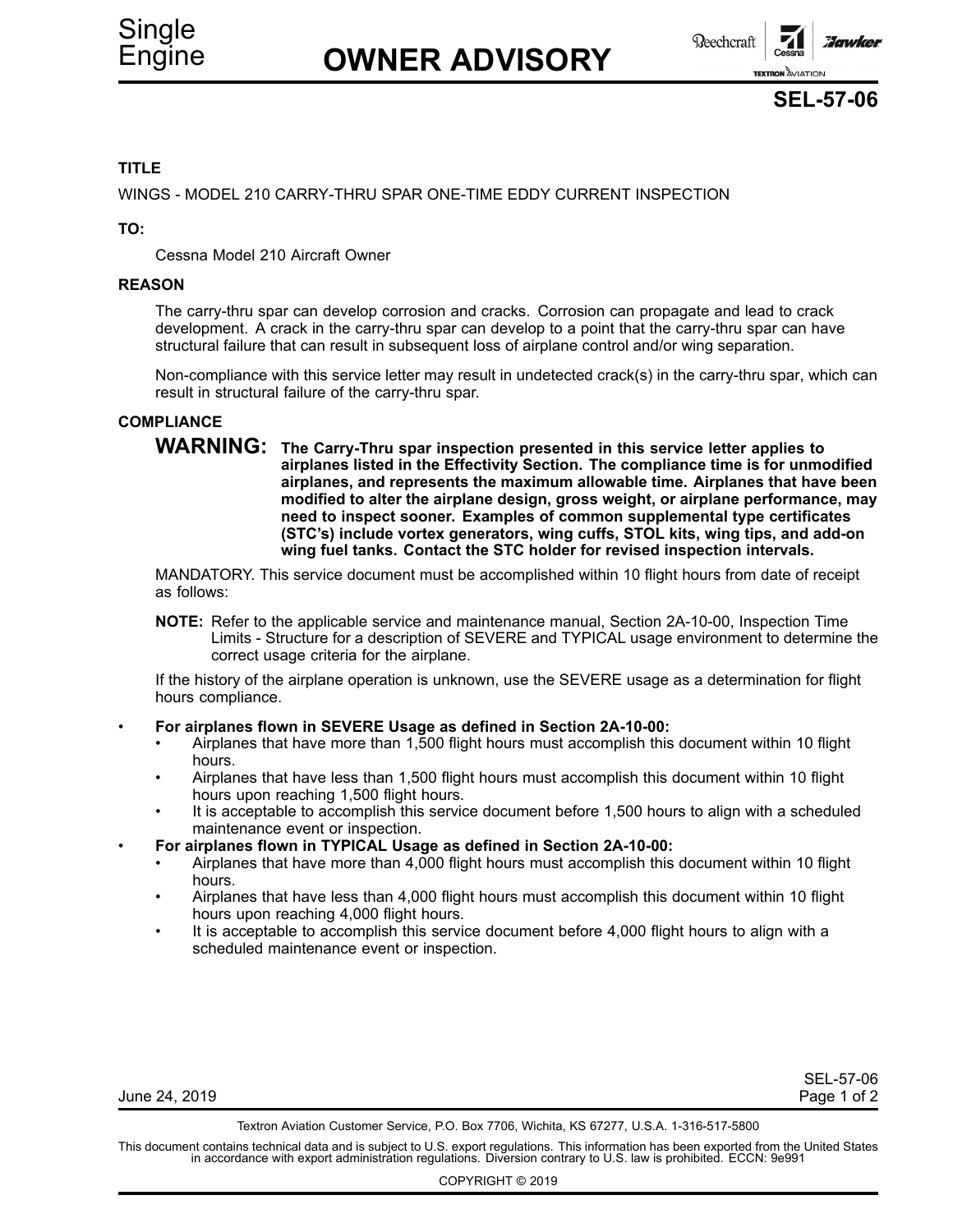Single Engine

# OWNER ADVISORY

## SEL-57-06

### TITLE

WINGS - MODEL 210 CARRY-THRU SPAR ONE-TIME EDDY CURRENT INSPECTION

### TO:

Cessna Model 210 Aircraft Owner

### REASON

The carry-thru spar can develop corrosion and cracks. Corrosion can propagate and lead to crack development. A crack in the carry-thru spar can develop to a point that the carry-thru spar can have structural failure that can result in subsequent loss of airplane control and/or wing separation.

Non-compliance with this service letter may result in undetected crack(s) in the carry-thru spar, which can result in structural failure of the carry-thru spar.

### COMPLIANCE

**WARNING: The Carry-Thru spar inspection presented in this service letter applies to airplanes listed in the Effectivity Section. The compliance time is for unmodified airplanes, and represents the maximum allowable time. Airplanes that have been modified to alter the airplane design, gross weight, or airplane performance, may need to inspect sooner. Examples of common supplemental type certificates (STC's) include vortex generators, wing cuffs, STOL kits, wing tips, and add-on wing fuel tanks. Contact the STC holder for revised inspection intervals.**

MANDATORY. This service document must be accomplished within 10 flight hours from date of receipt as follows:

**NOTE:** Refer to the applicable service and maintenance manual, Section 2A-10-00, Inspection Time Limits - Structure for a description of SEVERE and TYPICAL usage environment to determine the correct usage criteria for the airplane.

If the history of the airplane operation is unknown, use the SEVERE usage as a determination for flight hours compliance.

- **For airplanes flown in SEVERE Usage as defined in Section 2A-10-00:**
  - Airplanes that have more than 1,500 flight hours must accomplish this document within 10 flight hours.
  - Airplanes that have less than 1,500 flight hours must accomplish this document within 10 flight hours upon reaching 1,500 flight hours.
  - It is acceptable to accomplish this service document before 1,500 hours to align with a scheduled maintenance event or inspection.
- **For airplanes flown in TYPICAL Usage as defined in Section 2A-10-00:**
  - Airplanes that have more than 4,000 flight hours must accomplish this document within 10 flight hours.
  - Airplanes that have less than 4,000 flight hours must accomplish this document within 10 flight hours upon reaching 4,000 flight hours.
  - It is acceptable to accomplish this service document before 4,000 flight hours to align with a scheduled maintenance event or inspection.

June 24, 2019

Textron Aviation Customer Service, P.O. Box 7706, Wichita, KS 67277, U.S.A. 1-316-517-5800

This document contains technical data and is subject to U.S. export regulations. This information has been exported from the United States in accordance with export administration regulations. Diversion contrary to U.S. law is prohibited. ECCN: 9e991

COPYRIGHT © 2019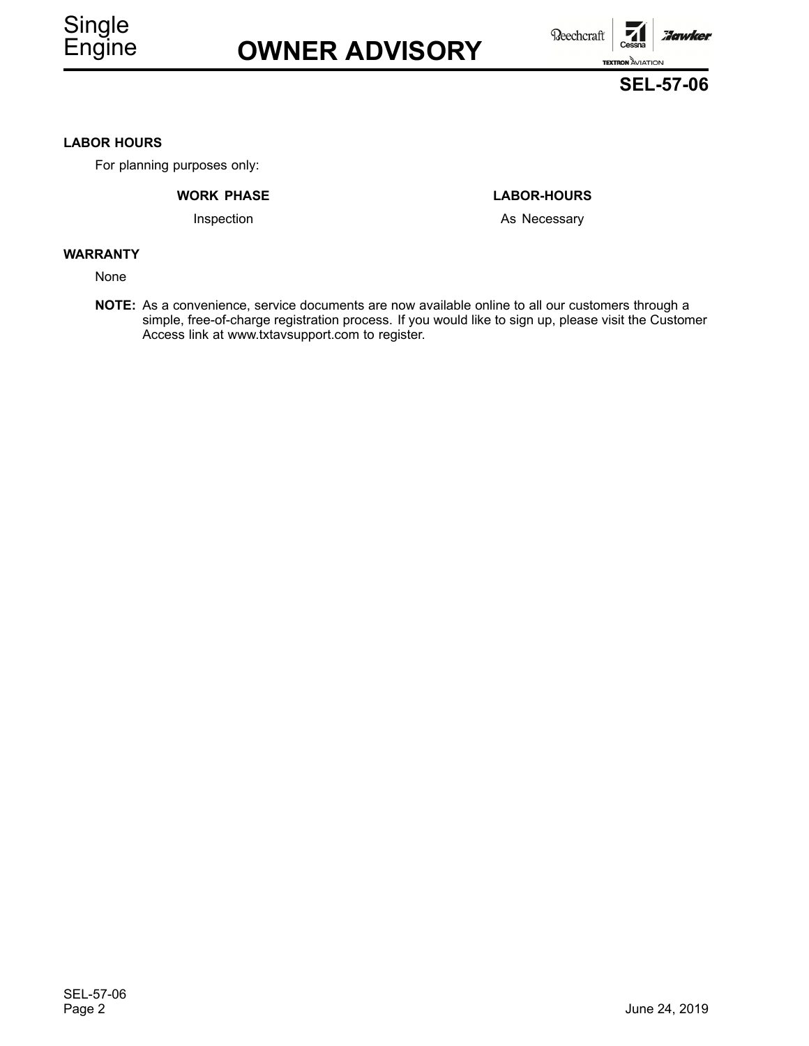## LABOR HOURS

For planning purposes only:

| WORK PHASE | LABOR-HOURS |
| --- | --- |
| Inspection | As Necessary |

## WARRANTY

None

**NOTE:** As a convenience, service documents are now available online to all our customers through a simple, free-of-charge registration process. If you would like to sign up, please visit the Customer Access link at www.txtavsupport.com to register.